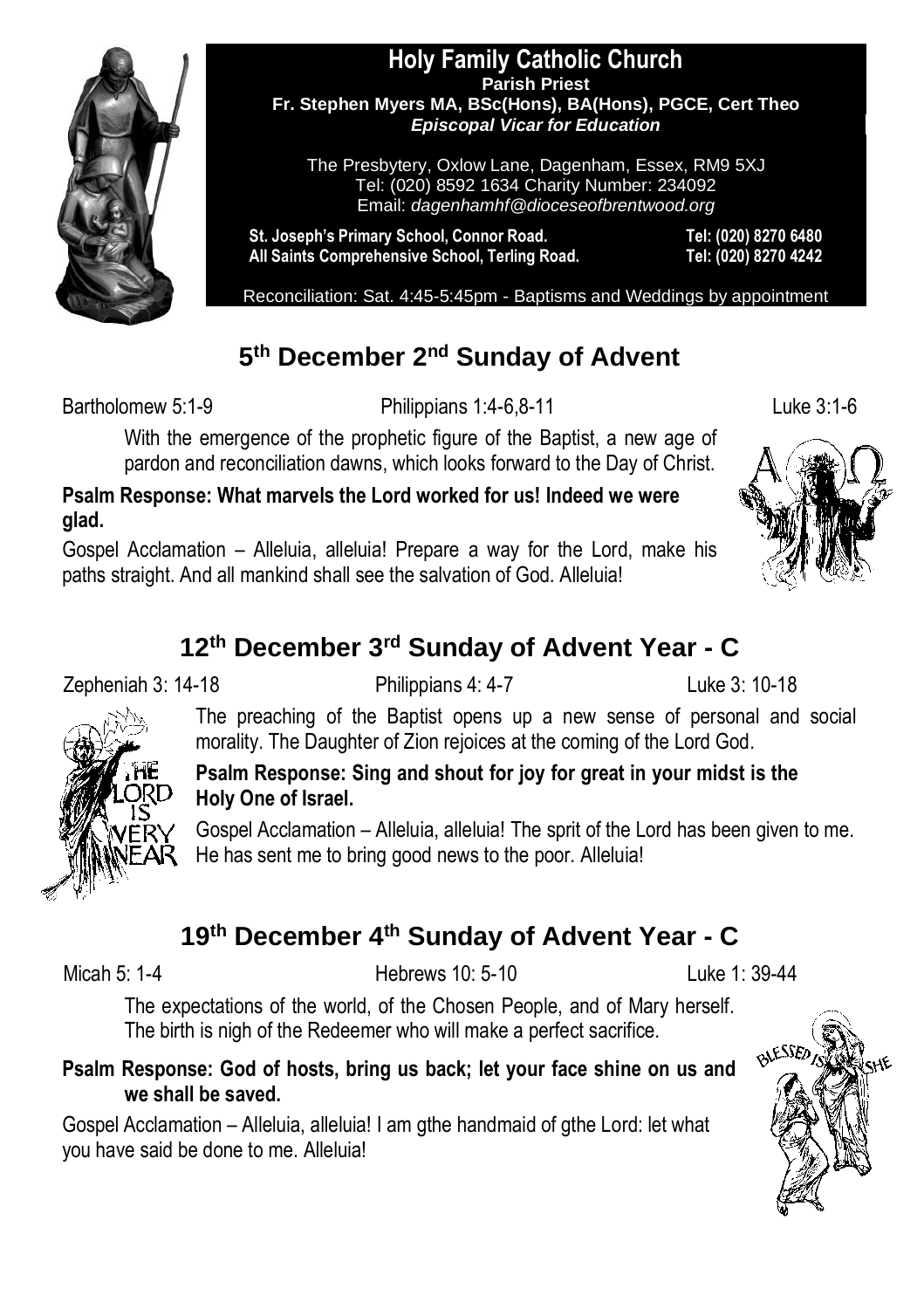# Holy Family Catholic Church

**Parish Priest**
**Fr. Stephen Myers MA, BSc(Hons), BA(Hons), PGCE, Cert Theo**
***Episcopal Vicar for Education***

The Presbytery, Oxlow Lane, Dagenham, Essex, RM9 5XJ
Tel: (020) 8592 1634 Charity Number: 234092
Email: *dagenhamhf@dioceseofbrentwood.org*

**St. Joseph's Primary School, Connor Road.** **Tel: (020) 8270 6480**
**All Saints Comprehensive School, Terling Road.** **Tel: (020) 8270 4242**

Reconciliation: Sat. 4:45-5:45pm - Baptisms and Weddings by appointment

## 5th December 2nd Sunday of Advent

Bartholomew 5:1-9 Philippians 1:4-6,8-11 Luke 3:1-6

With the emergence of the prophetic figure of the Baptist, a new age of pardon and reconciliation dawns, which looks forward to the Day of Christ.

**Psalm Response: What marvels the Lord worked for us! Indeed we were glad.**

Gospel Acclamation – Alleluia, alleluia! Prepare a way for the Lord, make his paths straight. And all mankind shall see the salvation of God. Alleluia!

## 12th December 3rd Sunday of Advent Year - C

Zepheniah 3: 14-18 Philippians 4: 4-7 Luke 3: 10-18

The preaching of the Baptist opens up a new sense of personal and social morality. The Daughter of Zion rejoices at the coming of the Lord God.

**Psalm Response: Sing and shout for joy for great in your midst is the Holy One of Israel.**

Gospel Acclamation – Alleluia, alleluia! The sprit of the Lord has been given to me. He has sent me to bring good news to the poor. Alleluia!

## 19th December 4th Sunday of Advent Year - C

Micah 5: 1-4 Hebrews 10: 5-10 Luke 1: 39-44

The expectations of the world, of the Chosen People, and of Mary herself. The birth is nigh of the Redeemer who will make a perfect sacrifice.

**Psalm Response: God of hosts, bring us back; let your face shine on us and we shall be saved.**

Gospel Acclamation – Alleluia, alleluia! I am gthe handmaid of gthe Lord: let what you have said be done to me. Alleluia!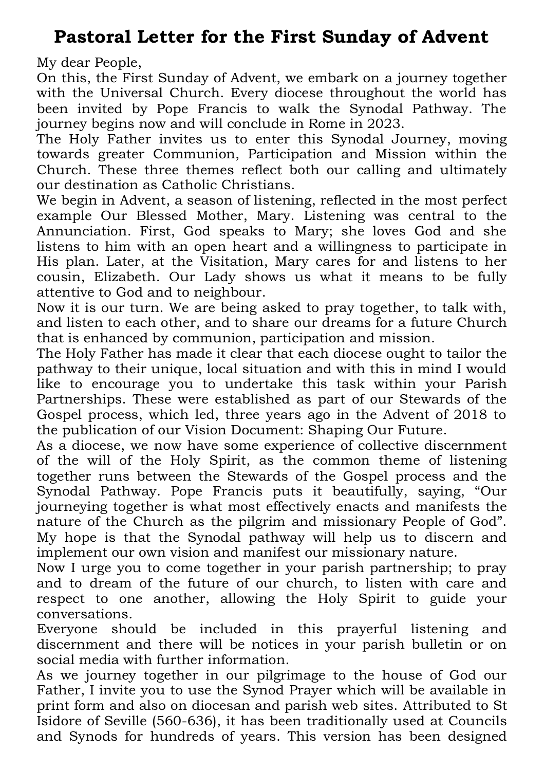# Pastoral Letter for the First Sunday of Advent

My dear People,

On this, the First Sunday of Advent, we embark on a journey together with the Universal Church. Every diocese throughout the world has been invited by Pope Francis to walk the Synodal Pathway. The journey begins now and will conclude in Rome in 2023.

The Holy Father invites us to enter this Synodal Journey, moving towards greater Communion, Participation and Mission within the Church. These three themes reflect both our calling and ultimately our destination as Catholic Christians.

We begin in Advent, a season of listening, reflected in the most perfect example Our Blessed Mother, Mary. Listening was central to the Annunciation. First, God speaks to Mary; she loves God and she listens to him with an open heart and a willingness to participate in His plan. Later, at the Visitation, Mary cares for and listens to her cousin, Elizabeth. Our Lady shows us what it means to be fully attentive to God and to neighbour.

Now it is our turn. We are being asked to pray together, to talk with, and listen to each other, and to share our dreams for a future Church that is enhanced by communion, participation and mission.

The Holy Father has made it clear that each diocese ought to tailor the pathway to their unique, local situation and with this in mind I would like to encourage you to undertake this task within your Parish Partnerships. These were established as part of our Stewards of the Gospel process, which led, three years ago in the Advent of 2018 to the publication of our Vision Document: Shaping Our Future.

As a diocese, we now have some experience of collective discernment of the will of the Holy Spirit, as the common theme of listening together runs between the Stewards of the Gospel process and the Synodal Pathway. Pope Francis puts it beautifully, saying, "Our journeying together is what most effectively enacts and manifests the nature of the Church as the pilgrim and missionary People of God". My hope is that the Synodal pathway will help us to discern and implement our own vision and manifest our missionary nature.

Now I urge you to come together in your parish partnership; to pray and to dream of the future of our church, to listen with care and respect to one another, allowing the Holy Spirit to guide your conversations.

Everyone should be included in this prayerful listening and discernment and there will be notices in your parish bulletin or on social media with further information.

As we journey together in our pilgrimage to the house of God our Father, I invite you to use the Synod Prayer which will be available in print form and also on diocesan and parish web sites. Attributed to St Isidore of Seville (560-636), it has been traditionally used at Councils and Synods for hundreds of years. This version has been designed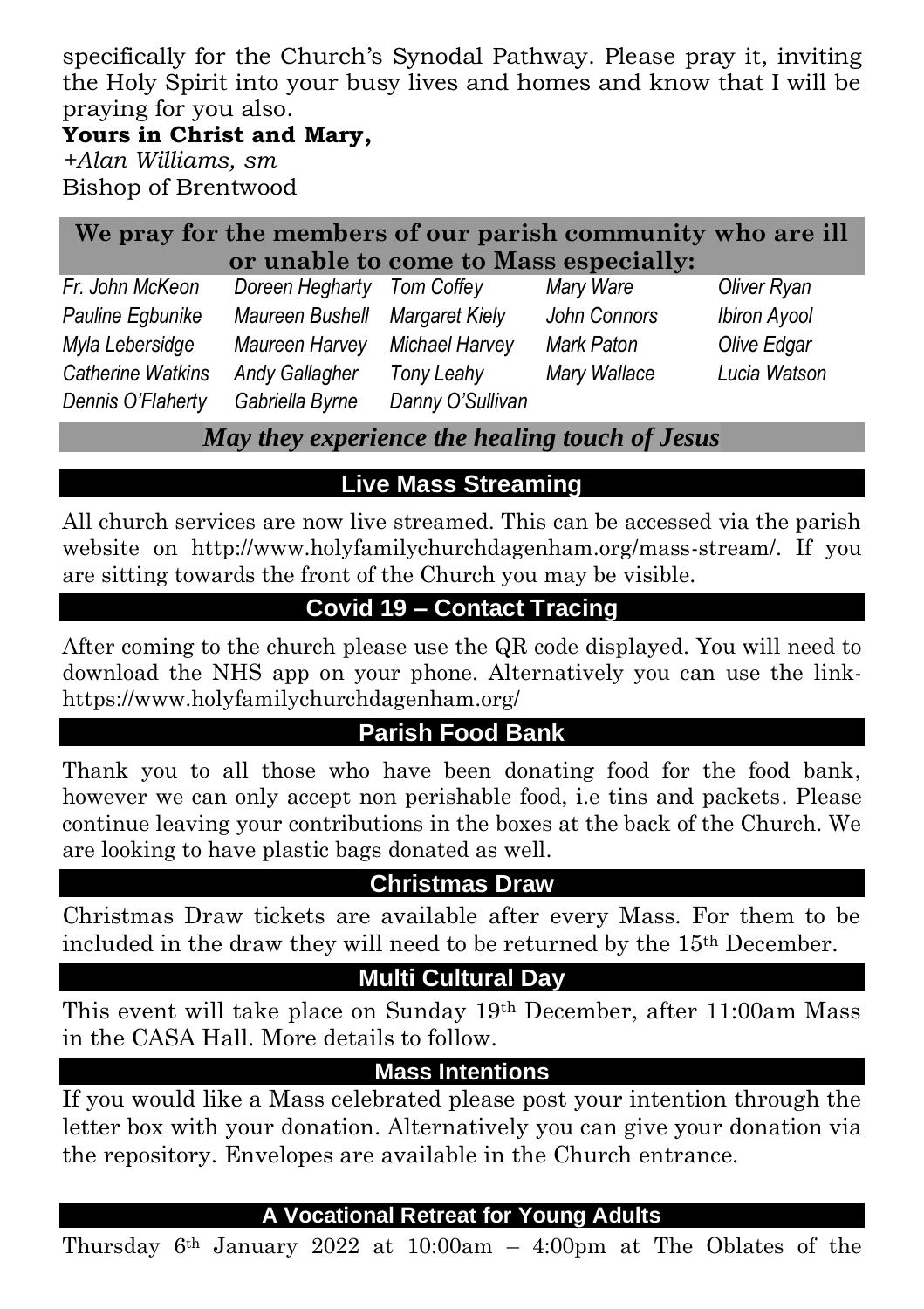specifically for the Church's Synodal Pathway. Please pray it, inviting the Holy Spirit into your busy lives and homes and know that I will be praying for you also.

**Yours in Christ and Mary,**

*+Alan Williams, sm*

Bishop of Brentwood

## We pray for the members of our parish community who are ill or unable to come to Mass especially:

| | | | | |
|---|---|---|---|---|
| *Fr. John McKeon* | *Doreen Hegharty* | *Tom Coffey* | *Mary Ware* | *Oliver Ryan* |
| *Pauline Egbunike* | *Maureen Bushell* | *Margaret Kiely* | *John Connors* | *Ibiron Ayool* |
| *Myla Lebersidge* | *Maureen Harvey* | *Michael Harvey* | *Mark Paton* | *Olive Edgar* |
| *Catherine Watkins* | *Andy Gallagher* | *Tony Leahy* | *Mary Wallace* | *Lucia Watson* |
| *Dennis O'Flaherty* | *Gabriella Byrne* | *Danny O'Sullivan* | | |

***May they experience the healing touch of Jesus***

## Live Mass Streaming

All church services are now live streamed. This can be accessed via the parish website on http://www.holyfamilychurchdagenham.org/mass-stream/. If you are sitting towards the front of the Church you may be visible.

## Covid 19 – Contact Tracing

After coming to the church please use the QR code displayed. You will need to download the NHS app on your phone. Alternatively you can use the link- https://www.holyfamilychurchdagenham.org/

## Parish Food Bank

Thank you to all those who have been donating food for the food bank, however we can only accept non perishable food, i.e tins and packets. Please continue leaving your contributions in the boxes at the back of the Church. We are looking to have plastic bags donated as well.

## Christmas Draw

Christmas Draw tickets are available after every Mass. For them to be included in the draw they will need to be returned by the 15th December.

## Multi Cultural Day

This event will take place on Sunday 19th December, after 11:00am Mass in the CASA Hall. More details to follow.

## Mass Intentions

If you would like a Mass celebrated please post your intention through the letter box with your donation. Alternatively you can give your donation via the repository. Envelopes are available in the Church entrance.

## A Vocational Retreat for Young Adults

Thursday 6th January 2022 at 10:00am – 4:00pm at The Oblates of the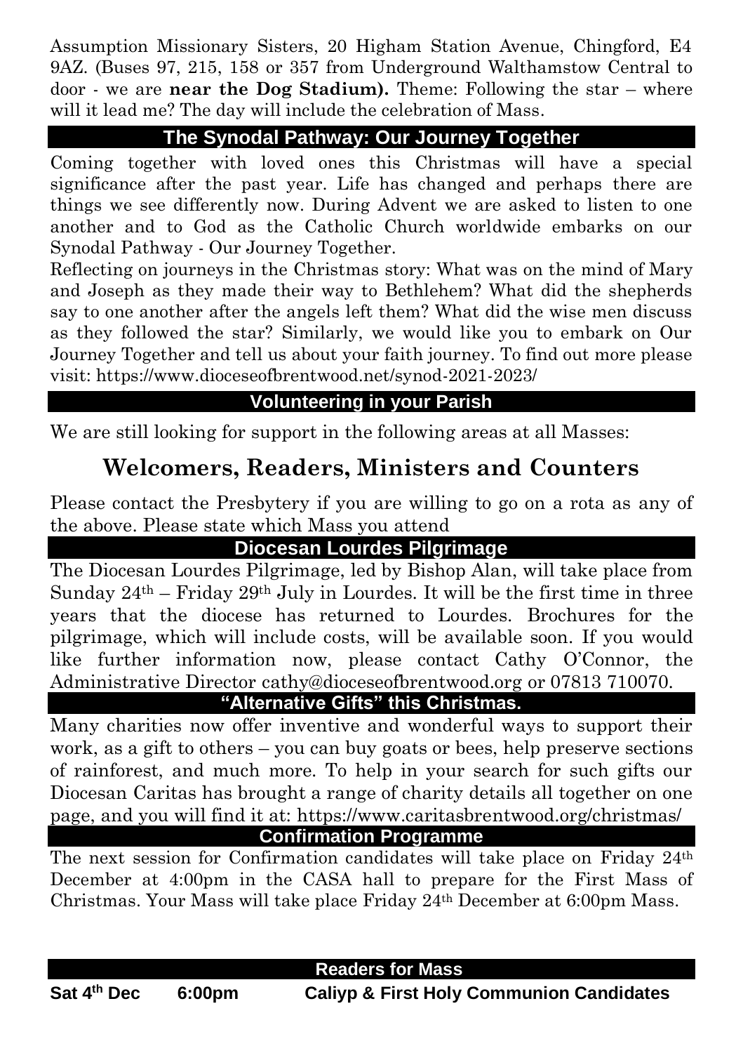Assumption Missionary Sisters, 20 Higham Station Avenue, Chingford, E4 9AZ. (Buses 97, 215, 158 or 357 from Underground Walthamstow Central to door - we are **near the Dog Stadium).** Theme: Following the star – where will it lead me? The day will include the celebration of Mass.

## The Synodal Pathway: Our Journey Together

Coming together with loved ones this Christmas will have a special significance after the past year. Life has changed and perhaps there are things we see differently now. During Advent we are asked to listen to one another and to God as the Catholic Church worldwide embarks on our Synodal Pathway - Our Journey Together.

Reflecting on journeys in the Christmas story: What was on the mind of Mary and Joseph as they made their way to Bethlehem? What did the shepherds say to one another after the angels left them? What did the wise men discuss as they followed the star? Similarly, we would like you to embark on Our Journey Together and tell us about your faith journey. To find out more please visit: https://www.dioceseofbrentwood.net/synod-2021-2023/

## Volunteering in your Parish

We are still looking for support in the following areas at all Masses:

# Welcomers, Readers, Ministers and Counters

Please contact the Presbytery if you are willing to go on a rota as any of the above. Please state which Mass you attend

## Diocesan Lourdes Pilgrimage

The Diocesan Lourdes Pilgrimage, led by Bishop Alan, will take place from Sunday 24th – Friday 29th July in Lourdes. It will be the first time in three years that the diocese has returned to Lourdes. Brochures for the pilgrimage, which will include costs, will be available soon. If you would like further information now, please contact Cathy O'Connor, the Administrative Director cathy@dioceseofbrentwood.org or 07813 710070.

## "Alternative Gifts" this Christmas.

Many charities now offer inventive and wonderful ways to support their work, as a gift to others – you can buy goats or bees, help preserve sections of rainforest, and much more. To help in your search for such gifts our Diocesan Caritas has brought a range of charity details all together on one page, and you will find it at: https://www.caritasbrentwood.org/christmas/

## Confirmation Programme

The next session for Confirmation candidates will take place on Friday 24th December at 4:00pm in the CASA hall to prepare for the First Mass of Christmas. Your Mass will take place Friday 24th December at 6:00pm Mass.

## Readers for Mass

| | | |
|---|---|---|
| **Sat 4th Dec** | **6:00pm** | **Caliyp & First Holy Communion Candidates** |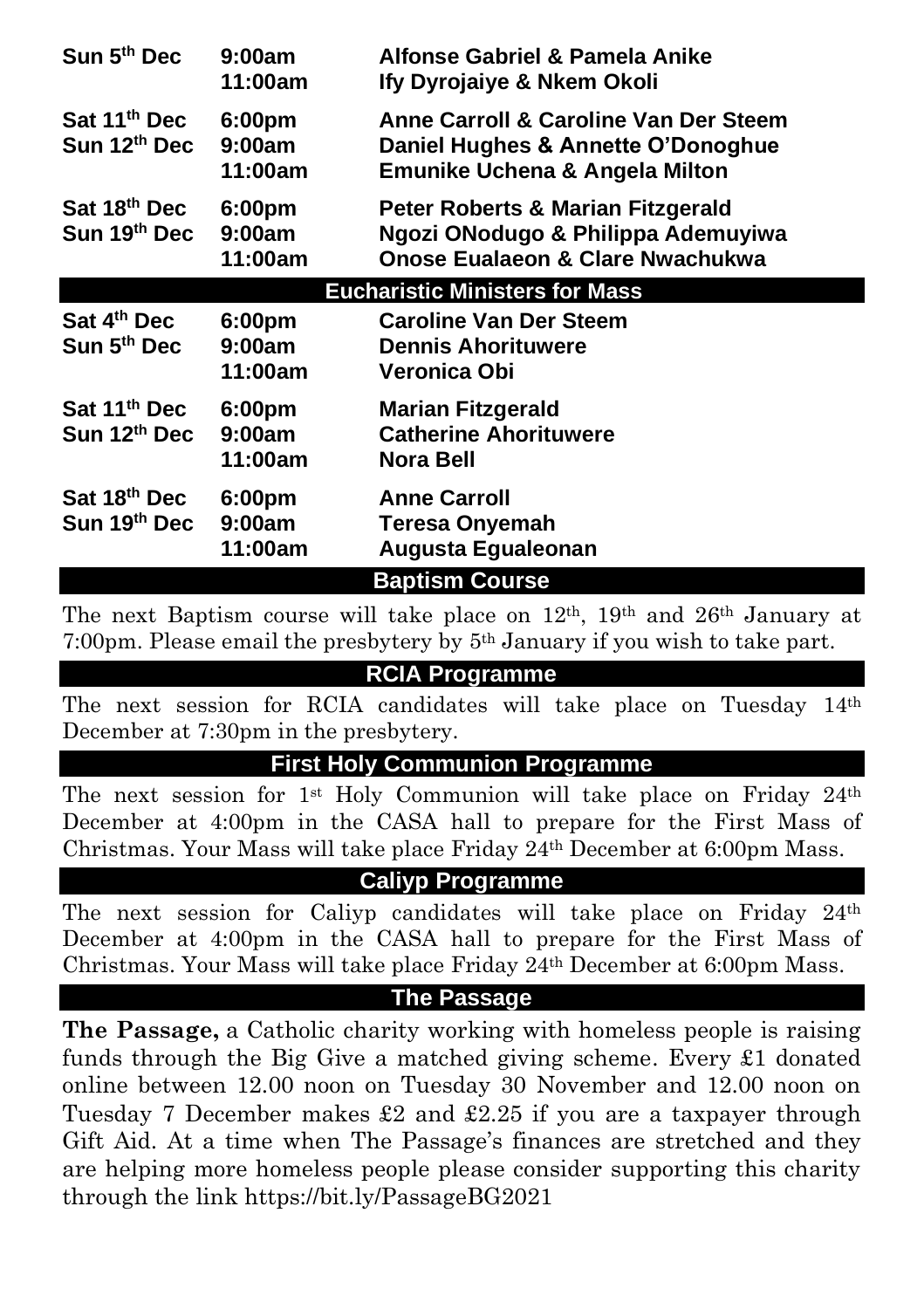| | | |
|---|---|---|
| **Sun 5th Dec** | **9:00am** | **Alfonse Gabriel & Pamela Anike** |
| | **11:00am** | **Ify Dyrojaiye & Nkem Okoli** |
| **Sat 11th Dec** | **6:00pm** | **Anne Carroll & Caroline Van Der Steem** |
| **Sun 12th Dec** | **9:00am** | **Daniel Hughes & Annette O'Donoghue** |
| | **11:00am** | **Emunike Uchena & Angela Milton** |
| **Sat 18th Dec** | **6:00pm** | **Peter Roberts & Marian Fitzgerald** |
| **Sun 19th Dec** | **9:00am** | **Ngozi ONodugo & Philippa Ademuyiwa** |
| | **11:00am** | **Onose Eualaeon & Clare Nwachukwa** |

## Eucharistic Ministers for Mass

| | | |
|---|---|---|
| **Sat 4th Dec** | **6:00pm** | **Caroline Van Der Steem** |
| **Sun 5th Dec** | **9:00am** | **Dennis Ahorituwere** |
| | **11:00am** | **Veronica Obi** |
| **Sat 11th Dec** | **6:00pm** | **Marian Fitzgerald** |
| **Sun 12th Dec** | **9:00am** | **Catherine Ahorituwere** |
| | **11:00am** | **Nora Bell** |
| **Sat 18th Dec** | **6:00pm** | **Anne Carroll** |
| **Sun 19th Dec** | **9:00am** | **Teresa Onyemah** |
| | **11:00am** | **Augusta Egualeonan** |

## Baptism Course

The next Baptism course will take place on 12th, 19th and 26th January at 7:00pm. Please email the presbytery by 5th January if you wish to take part.

## RCIA Programme

The next session for RCIA candidates will take place on Tuesday 14th December at 7:30pm in the presbytery.

## First Holy Communion Programme

The next session for 1st Holy Communion will take place on Friday 24th December at 4:00pm in the CASA hall to prepare for the First Mass of Christmas. Your Mass will take place Friday 24th December at 6:00pm Mass.

## Caliyp Programme

The next session for Caliyp candidates will take place on Friday 24th December at 4:00pm in the CASA hall to prepare for the First Mass of Christmas. Your Mass will take place Friday 24th December at 6:00pm Mass.

## The Passage

**The Passage,** a Catholic charity working with homeless people is raising funds through the Big Give a matched giving scheme. Every £1 donated online between 12.00 noon on Tuesday 30 November and 12.00 noon on Tuesday 7 December makes £2 and £2.25 if you are a taxpayer through Gift Aid. At a time when The Passage's finances are stretched and they are helping more homeless people please consider supporting this charity through the link https://bit.ly/PassageBG2021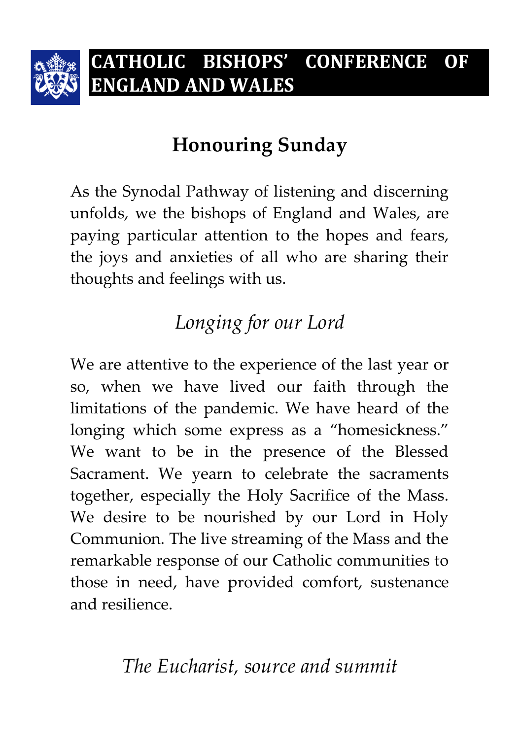# CATHOLIC BISHOPS' CONFERENCE OF ENGLAND AND WALES

## Honouring Sunday

As the Synodal Pathway of listening and discerning unfolds, we the bishops of England and Wales, are paying particular attention to the hopes and fears, the joys and anxieties of all who are sharing their thoughts and feelings with us.

### *Longing for our Lord*

We are attentive to the experience of the last year or so, when we have lived our faith through the limitations of the pandemic. We have heard of the longing which some express as a "homesickness." We want to be in the presence of the Blessed Sacrament. We yearn to celebrate the sacraments together, especially the Holy Sacrifice of the Mass. We desire to be nourished by our Lord in Holy Communion. The live streaming of the Mass and the remarkable response of our Catholic communities to those in need, have provided comfort, sustenance and resilience.

### *The Eucharist, source and summit*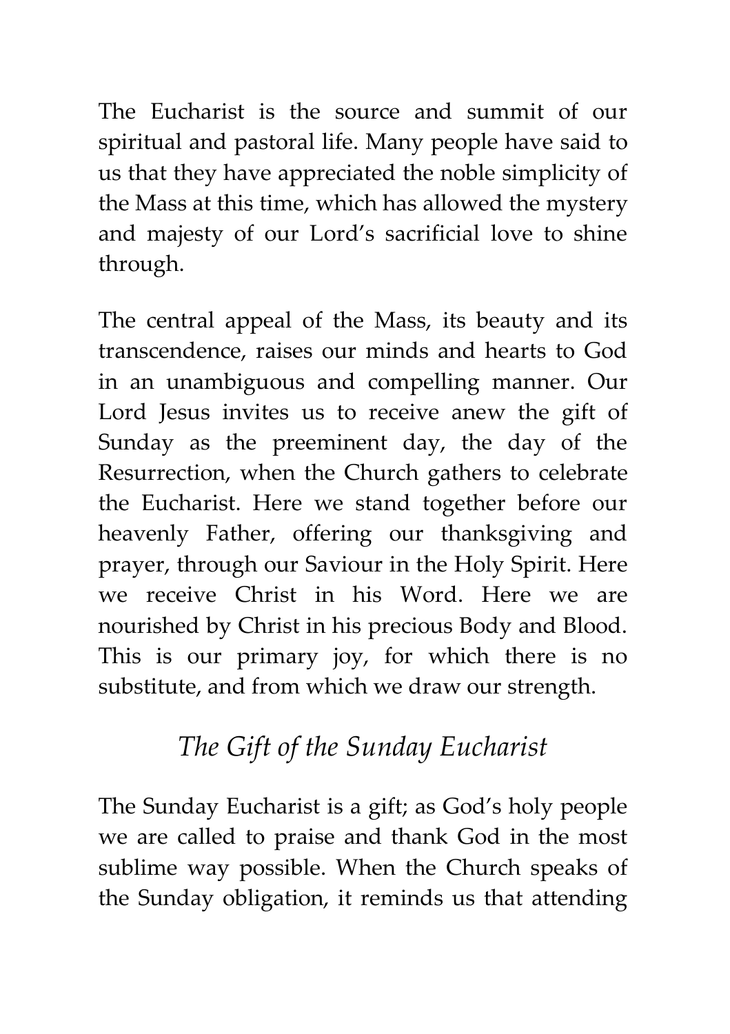The Eucharist is the source and summit of our spiritual and pastoral life. Many people have said to us that they have appreciated the noble simplicity of the Mass at this time, which has allowed the mystery and majesty of our Lord's sacrificial love to shine through.

The central appeal of the Mass, its beauty and its transcendence, raises our minds and hearts to God in an unambiguous and compelling manner. Our Lord Jesus invites us to receive anew the gift of Sunday as the preeminent day, the day of the Resurrection, when the Church gathers to celebrate the Eucharist. Here we stand together before our heavenly Father, offering our thanksgiving and prayer, through our Saviour in the Holy Spirit. Here we receive Christ in his Word. Here we are nourished by Christ in his precious Body and Blood. This is our primary joy, for which there is no substitute, and from which we draw our strength.

## *The Gift of the Sunday Eucharist*

The Sunday Eucharist is a gift; as God's holy people we are called to praise and thank God in the most sublime way possible. When the Church speaks of the Sunday obligation, it reminds us that attending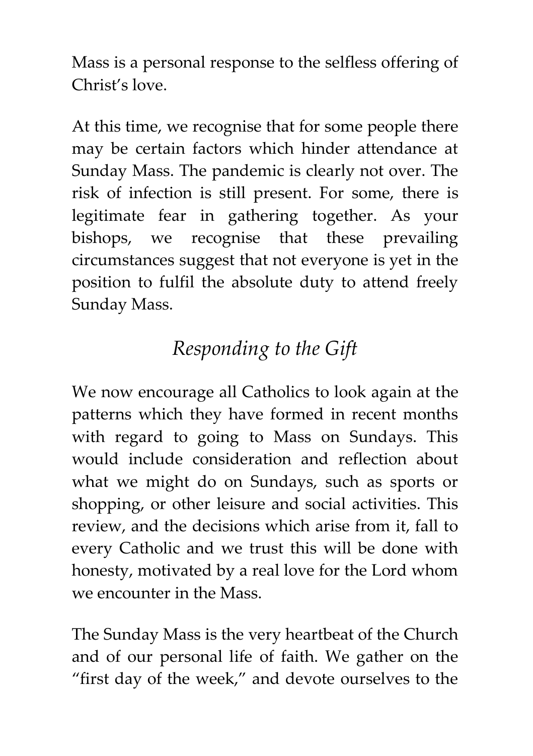Mass is a personal response to the selfless offering of Christ’s love.

At this time, we recognise that for some people there may be certain factors which hinder attendance at Sunday Mass. The pandemic is clearly not over. The risk of infection is still present. For some, there is legitimate fear in gathering together. As your bishops, we recognise that these prevailing circumstances suggest that not everyone is yet in the position to fulfil the absolute duty to attend freely Sunday Mass.

## *Responding to the Gift*

We now encourage all Catholics to look again at the patterns which they have formed in recent months with regard to going to Mass on Sundays. This would include consideration and reflection about what we might do on Sundays, such as sports or shopping, or other leisure and social activities. This review, and the decisions which arise from it, fall to every Catholic and we trust this will be done with honesty, motivated by a real love for the Lord whom we encounter in the Mass.

The Sunday Mass is the very heartbeat of the Church and of our personal life of faith. We gather on the “first day of the week,” and devote ourselves to the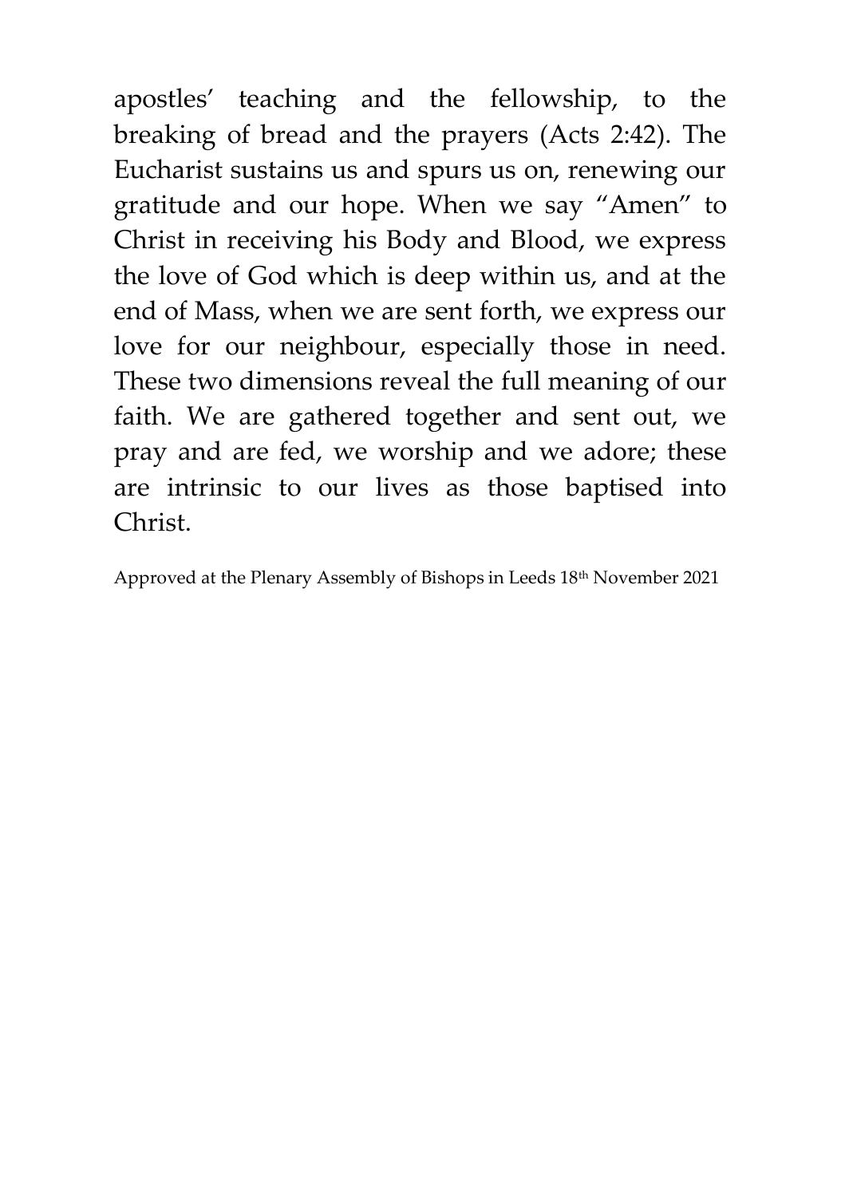apostles' teaching and the fellowship, to the breaking of bread and the prayers (Acts 2:42). The Eucharist sustains us and spurs us on, renewing our gratitude and our hope. When we say "Amen" to Christ in receiving his Body and Blood, we express the love of God which is deep within us, and at the end of Mass, when we are sent forth, we express our love for our neighbour, especially those in need. These two dimensions reveal the full meaning of our faith. We are gathered together and sent out, we pray and are fed, we worship and we adore; these are intrinsic to our lives as those baptised into Christ.

Approved at the Plenary Assembly of Bishops in Leeds 18th November 2021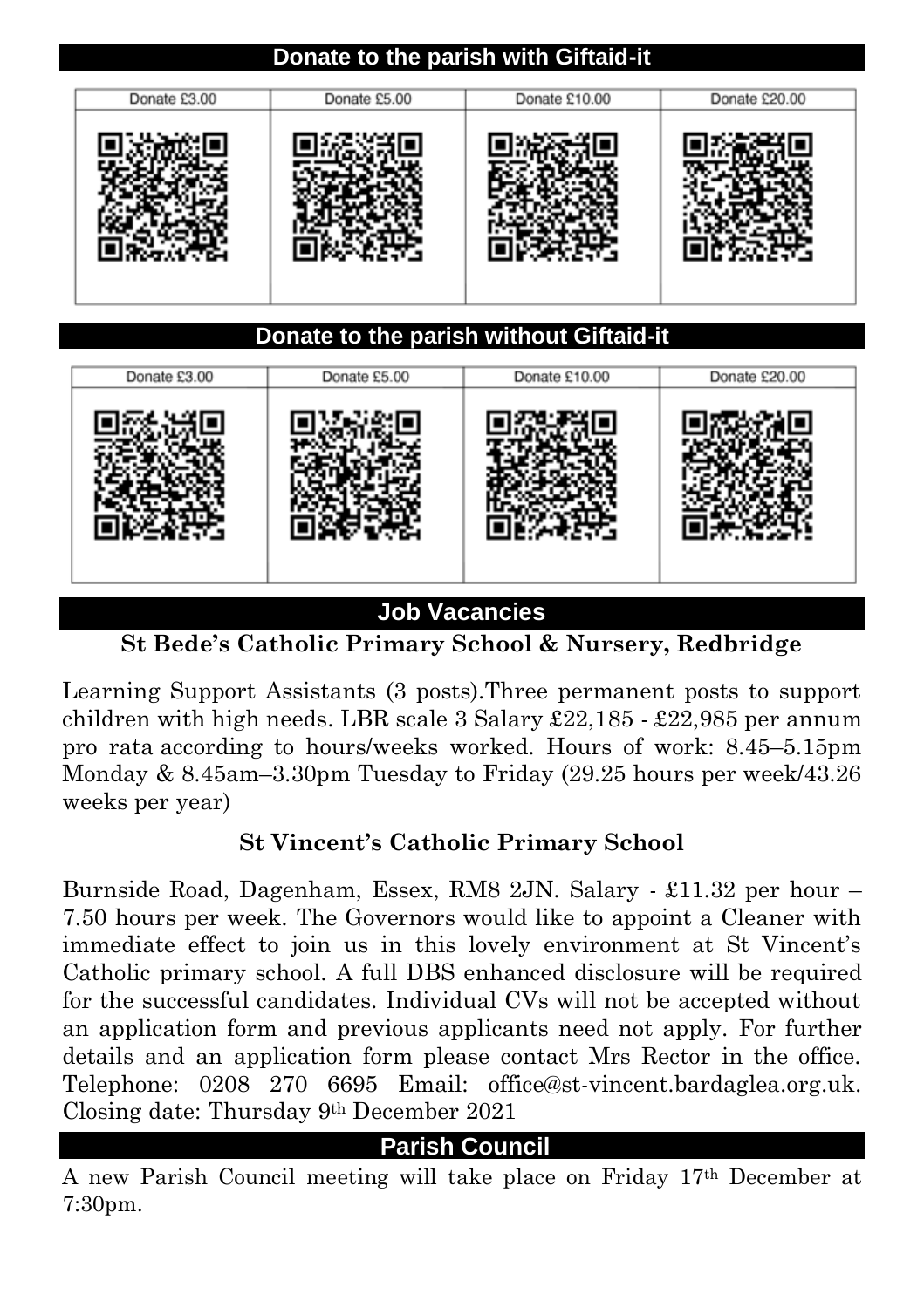## Donate to the parish with Giftaid-it

| Donate £3.00 | Donate £5.00 | Donate £10.00 | Donate £20.00 |
| --- | --- | --- | --- |
| | | | |

## Donate to the parish without Giftaid-it

| Donate £3.00 | Donate £5.00 | Donate £10.00 | Donate £20.00 |
| --- | --- | --- | --- |
| | | | |

## Job Vacancies

**St Bede's Catholic Primary School & Nursery, Redbridge**

Learning Support Assistants (3 posts).Three permanent posts to support children with high needs. LBR scale 3 Salary £22,185 - £22,985 per annum pro rata according to hours/weeks worked. Hours of work: 8.45–5.15pm Monday & 8.45am–3.30pm Tuesday to Friday (29.25 hours per week/43.26 weeks per year)

**St Vincent's Catholic Primary School**

Burnside Road, Dagenham, Essex, RM8 2JN. Salary - £11.32 per hour – 7.50 hours per week. The Governors would like to appoint a Cleaner with immediate effect to join us in this lovely environment at St Vincent's Catholic primary school. A full DBS enhanced disclosure will be required for the successful candidates. Individual CVs will not be accepted without an application form and previous applicants need not apply. For further details and an application form please contact Mrs Rector in the office. Telephone: 0208 270 6695 Email: office@st-vincent.bardaglea.org.uk. Closing date: Thursday 9th December 2021

## Parish Council

A new Parish Council meeting will take place on Friday 17th December at 7:30pm.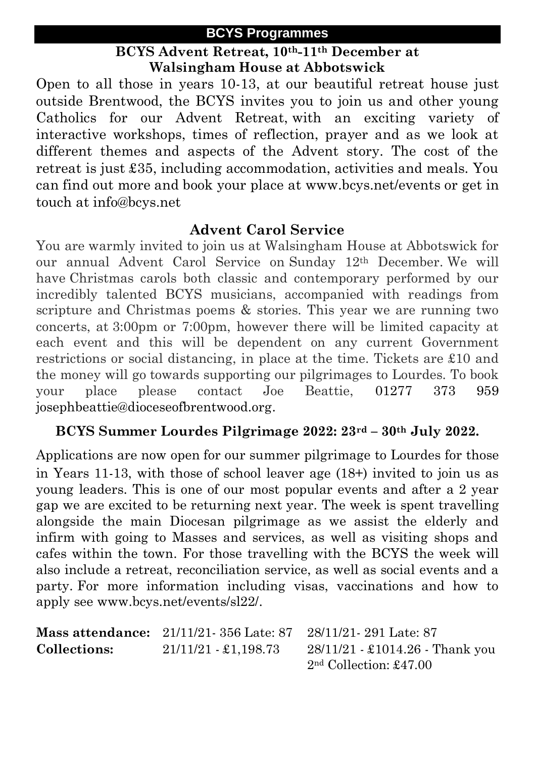## BCYS Programmes

### BCYS Advent Retreat, 10th-11th December at Walsingham House at Abbotswick

Open to all those in years 10-13, at our beautiful retreat house just outside Brentwood, the BCYS invites you to join us and other young Catholics for our Advent Retreat, with an exciting variety of interactive workshops, times of reflection, prayer and as we look at different themes and aspects of the Advent story. The cost of the retreat is just £35, including accommodation, activities and meals. You can find out more and book your place at www.bcys.net/events or get in touch at info@bcys.net

### Advent Carol Service

You are warmly invited to join us at Walsingham House at Abbotswick for our annual Advent Carol Service on Sunday 12th December. We will have Christmas carols both classic and contemporary performed by our incredibly talented BCYS musicians, accompanied with readings from scripture and Christmas poems & stories. This year we are running two concerts, at 3:00pm or 7:00pm, however there will be limited capacity at each event and this will be dependent on any current Government restrictions or social distancing, in place at the time. Tickets are £10 and the money will go towards supporting our pilgrimages to Lourdes. To book your place please contact Joe Beattie, 01277 373 959 josephbeattie@dioceseofbrentwood.org.

### BCYS Summer Lourdes Pilgrimage 2022: 23rd – 30th July 2022.

Applications are now open for our summer pilgrimage to Lourdes for those in Years 11-13, with those of school leaver age (18+) invited to join us as young leaders. This is one of our most popular events and after a 2 year gap we are excited to be returning next year. The week is spent travelling alongside the main Diocesan pilgrimage as we assist the elderly and infirm with going to Masses and services, as well as visiting shops and cafes within the town. For those travelling with the BCYS the week will also include a retreat, reconciliation service, as well as social events and a party. For more information including visas, vaccinations and how to apply see www.bcys.net/events/sl22/.

| | | |
|---|---|---|
| **Mass attendance:** | 21/11/21- 356 Late: 87 | 28/11/21- 291 Late: 87 |
| **Collections:** | 21/11/21 - £1,198.73 | 28/11/21 - £1014.26 - Thank you<br>2nd Collection: £47.00 |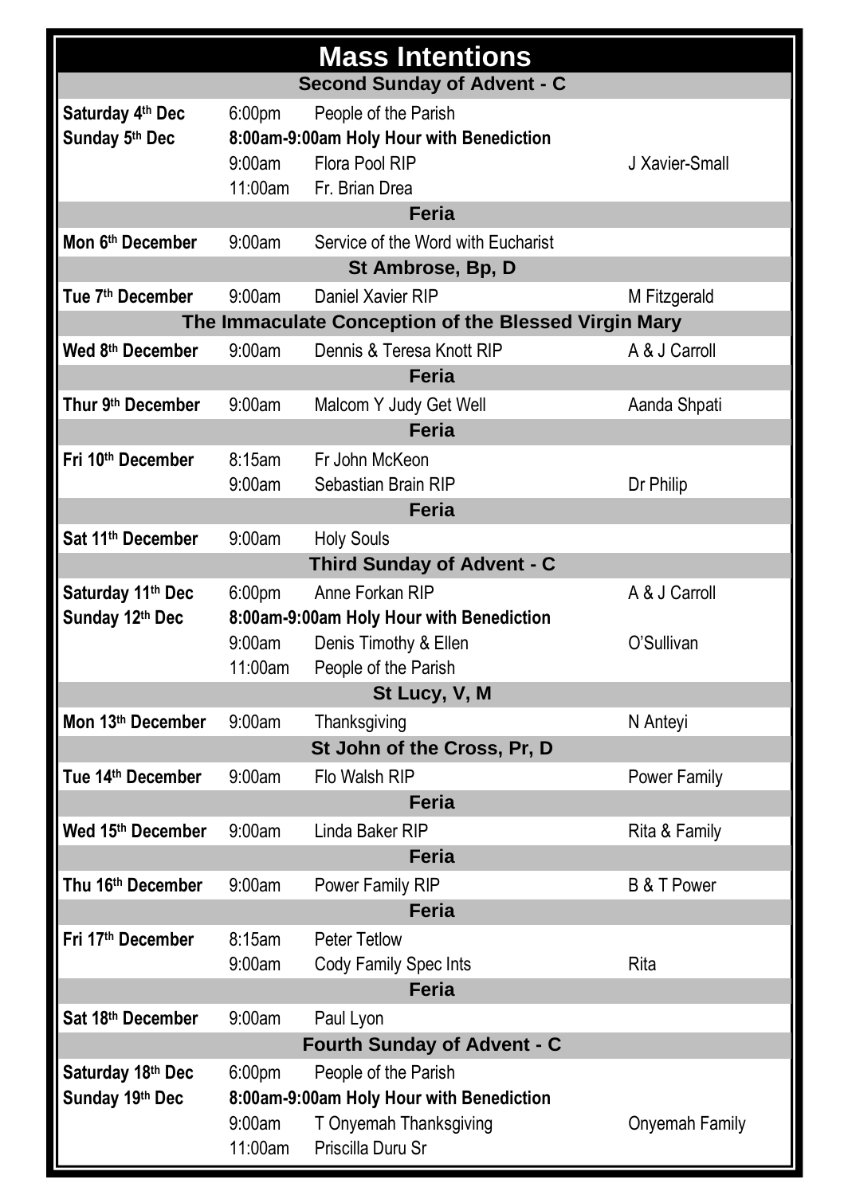# Mass Intentions

| | | | |
|---|---|---|---|
| **Second Sunday of Advent - C** | | | |
| **Saturday 4th Dec** | 6:00pm | People of the Parish | |
| **Sunday 5th Dec** | **8:00am-9:00am Holy Hour with Benediction** | | |
| | 9:00am | Flora Pool RIP | J Xavier-Small |
| | 11:00am | Fr. Brian Drea | |
| **Feria** | | | |
| **Mon 6th December** | 9:00am | Service of the Word with Eucharist | |
| **St Ambrose, Bp, D** | | | |
| **Tue 7th December** | 9:00am | Daniel Xavier RIP | M Fitzgerald |
| **The Immaculate Conception of the Blessed Virgin Mary** | | | |
| **Wed 8th December** | 9:00am | Dennis & Teresa Knott RIP | A & J Carroll |
| **Feria** | | | |
| **Thur 9th December** | 9:00am | Malcom Y Judy Get Well | Aanda Shpati |
| **Feria** | | | |
| **Fri 10th December** | 8:15am | Fr John McKeon | |
| | 9:00am | Sebastian Brain RIP | Dr Philip |
| **Feria** | | | |
| **Sat 11th December** | 9:00am | Holy Souls | |
| **Third Sunday of Advent - C** | | | |
| **Saturday 11th Dec** | 6:00pm | Anne Forkan RIP | A & J Carroll |
| **Sunday 12th Dec** | **8:00am-9:00am Holy Hour with Benediction** | | |
| | 9:00am | Denis Timothy & Ellen | O'Sullivan |
| | 11:00am | People of the Parish | |
| **St Lucy, V, M** | | | |
| **Mon 13th December** | 9:00am | Thanksgiving | N Anteyi |
| **St John of the Cross, Pr, D** | | | |
| **Tue 14th December** | 9:00am | Flo Walsh RIP | Power Family |
| **Feria** | | | |
| **Wed 15th December** | 9:00am | Linda Baker RIP | Rita & Family |
| **Feria** | | | |
| **Thu 16th December** | 9:00am | Power Family RIP | B & T Power |
| **Feria** | | | |
| **Fri 17th December** | 8:15am | Peter Tetlow | |
| | 9:00am | Cody Family Spec Ints | Rita |
| **Feria** | | | |
| **Sat 18th December** | 9:00am | Paul Lyon | |
| **Fourth Sunday of Advent - C** | | | |
| **Saturday 18th Dec** | 6:00pm | People of the Parish | |
| **Sunday 19th Dec** | **8:00am-9:00am Holy Hour with Benediction** | | |
| | 9:00am | T Onyemah Thanksgiving | Onyemah Family |
| | 11:00am | Priscilla Duru Sr | |